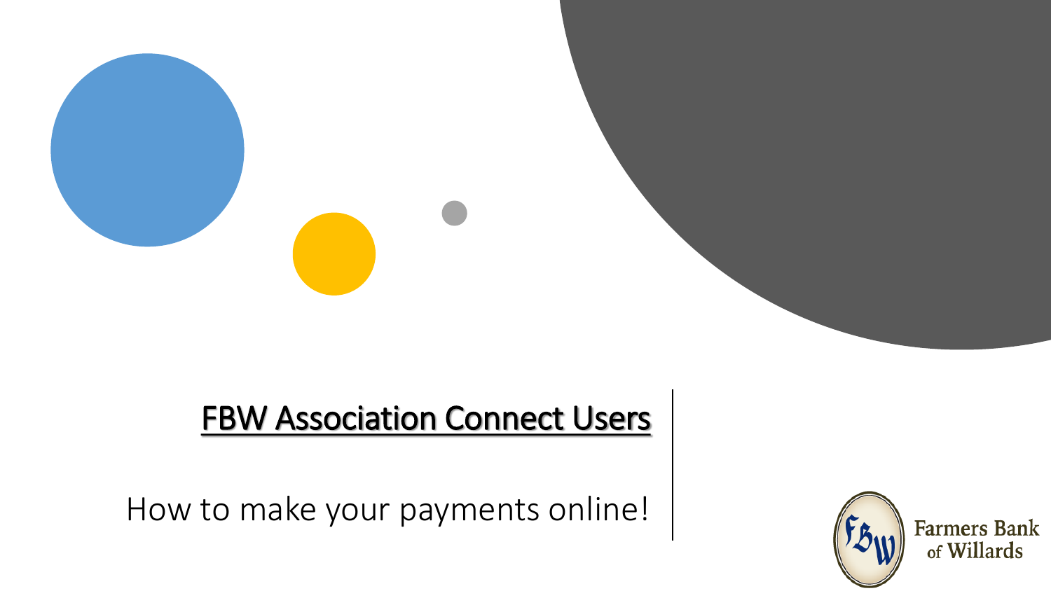# FBW Association Connect Users

How to make your payments online!

Farmers Bank of Willards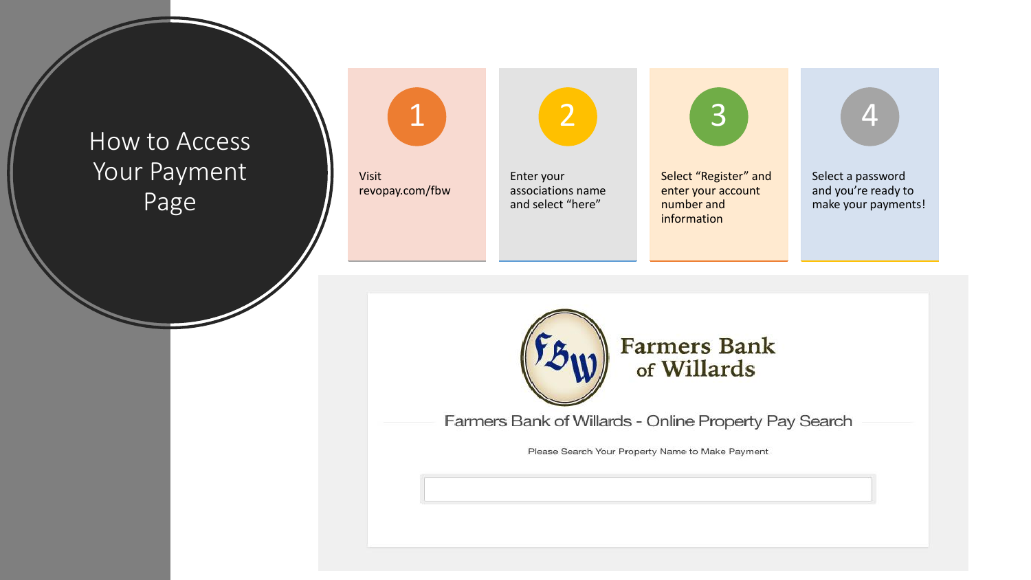# How to Access Your Payment Page

1. Visit revopay.com/fbw
2. Enter your associations name and select "here"
3. Select "Register" and enter your account number and information
4. Select a password and you're ready to make your payments!

Farmers Bank of Willards

Farmers Bank of Willards - Online Property Pay Search

Please Search Your Property Name to Make Payment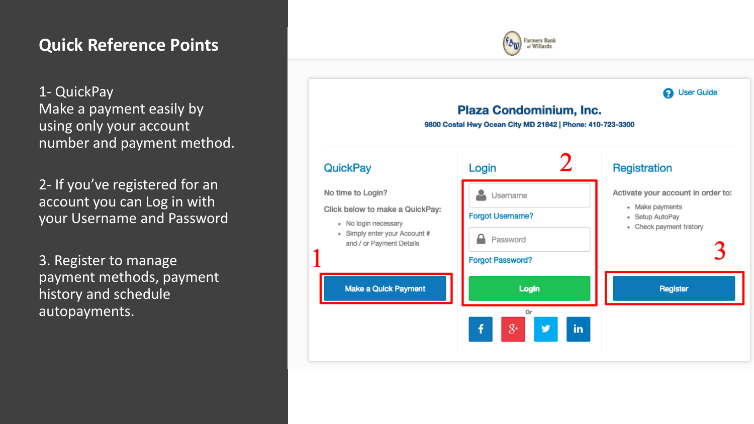## Quick Reference Points

1- QuickPay
Make a payment easily by using only your account number and payment method.

2- If you've registered for an account you can Log in with your Username and Password

3. Register to manage payment methods, payment history and schedule autopayments.

Farmers Bank of Willards

User Guide

### Plaza Condominium, Inc.

9800 Costal Hwy Ocean City MD 21842 | Phone: 410-723-3300

**QuickPay**

No time to Login?

Click below to make a QuickPay:

- No login necessary
- Simply enter your Account # and / or Payment Details

1

Make a Quick Payment

**Login**

2

Username

Forgot Username?

Password

Forgot Password?

Login

Or

**Registration**

Activate your account in order to:

- Make payments
- Setup AutoPay
- Check payment history

3

Register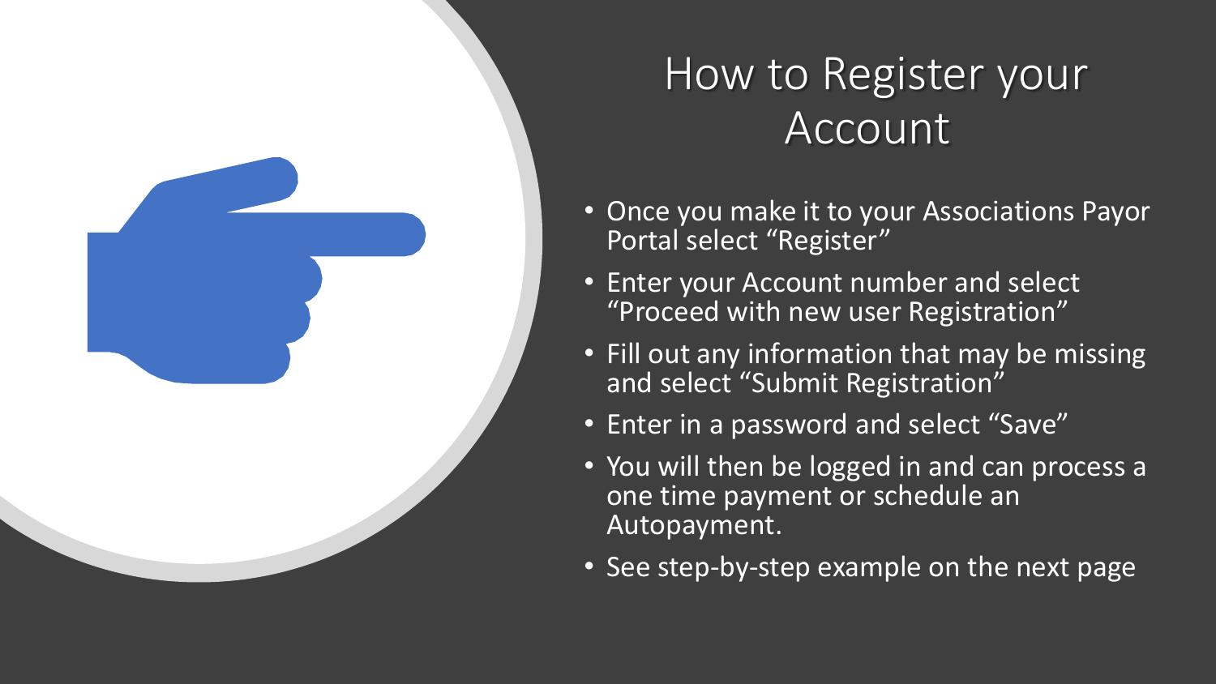# How to Register your Account

- Once you make it to your Associations Payor Portal select "Register"
- Enter your Account number and select "Proceed with new user Registration"
- Fill out any information that may be missing and select "Submit Registration"
- Enter in a password and select "Save"
- You will then be logged in and can process a one time payment or schedule an Autopayment.
- See step-by-step example on the next page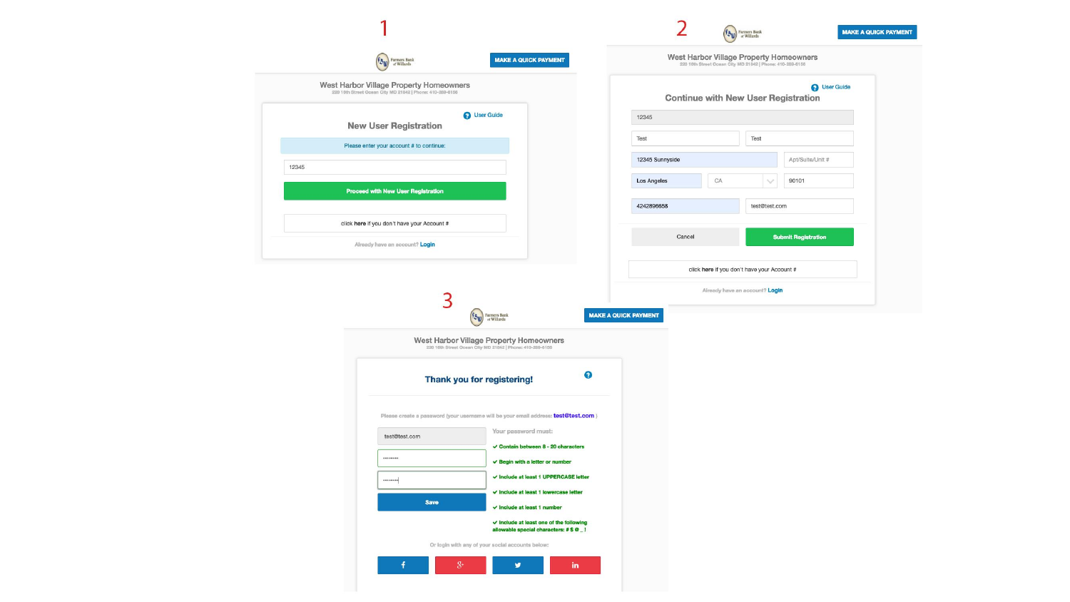1

MAKE A QUICK PAYMENT

West Harbor Village Property Homeowners

220 16th Street Ocean City MD 21842 | Phone: 410-289-6166

User Guide

## New User Registration

Please enter your account # to continue:

12345

Proceed with New User Registration

click **here** if you don't have your Account #

Already have an account? Login

2

MAKE A QUICK PAYMENT

West Harbor Village Property Homeowners

220 16th Street Ocean City MD 21842 | Phone: 410-289-6166

User Guide

## Continue with New User Registration

12345

Test | Test

12345 Sunnyside | Apt/Suite/Unit #

Los Angeles | CA | 90101

4242896658 | test@test.com

Cancel | Submit Registration

click **here** if you don't have your Account #

Already have an account? Login

3

MAKE A QUICK PAYMENT

West Harbor Village Property Homeowners

220 16th Street Ocean City MD 21842 | Phone: 410-289-6166

## Thank you for registering!

Please create a password (your username will be your email address: test@test.com )

test@test.com

Save

Your password must:

- ✓ Contain between 8 - 20 characters
- ✓ Begin with a letter or number
- ✓ Include at least 1 UPPERCASE letter
- ✓ Include at least 1 lowercase letter
- ✓ Include at least 1 number
- ✓ Include at least one of the following allowable special characters: # $ @ _ !

Or login with any of your social accounts below: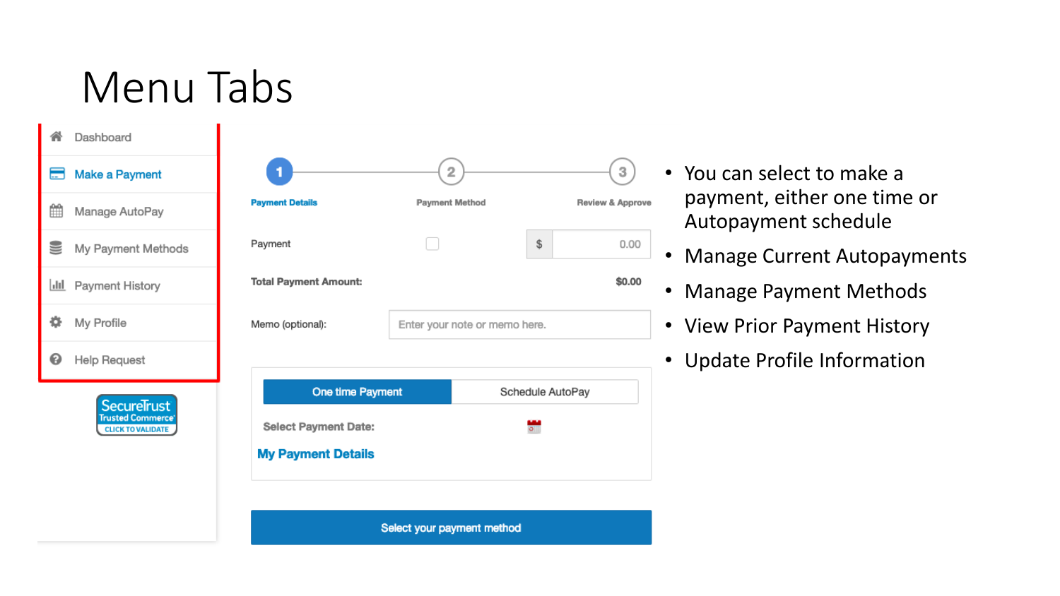# Menu Tabs

- Dashboard
- Make a Payment
- Manage AutoPay
- My Payment Methods
- Payment History
- My Profile
- Help Request

SecureTrust Trusted Commerce CLICK TO VALIDATE

1 Payment Details
2 Payment Method
3 Review & Approve

Payment $ 0.00

Total Payment Amount: $0.00

Memo (optional): Enter your note or memo here.

One time Payment | Schedule AutoPay

Select Payment Date:

My Payment Details

Select your payment method

- You can select to make a payment, either one time or Autopayment schedule
- Manage Current Autopayments
- Manage Payment Methods
- View Prior Payment History
- Update Profile Information